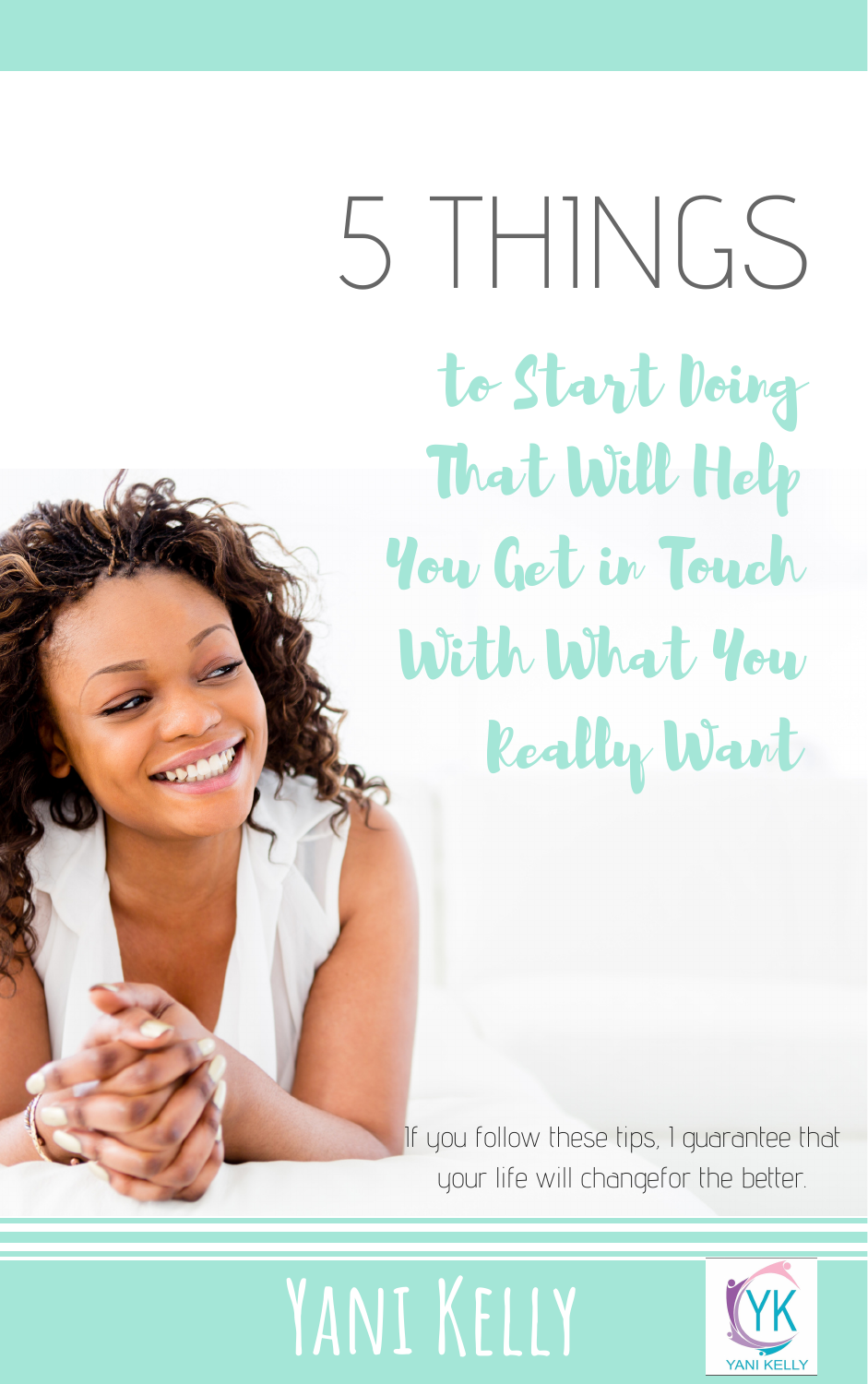# 5 THINGS

## to Start Doing That Will Help You Get in Touch With What You Really Want

If you follow these tips, I guarantee that your life will changefor the better.

**YANI KELLY**

YK
YANI KELLY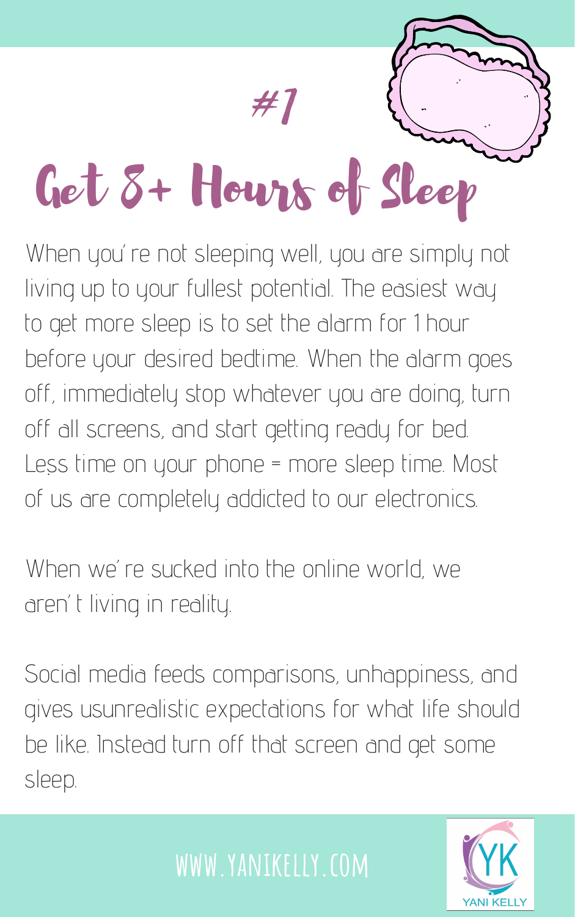#1

# Get 8+ Hours of Sleep

When you're not sleeping well, you are simply not living up to your fullest potential. The easiest way to get more sleep is to set the alarm for 1 hour before your desired bedtime. When the alarm goes off, immediately stop whatever you are doing, turn off all screens, and start getting ready for bed. Less time on your phone = more sleep time. Most of us are completely addicted to our electronics.

When we're sucked into the online world, we aren't living in reality.

Social media feeds comparisons, unhappiness, and gives usunrealistic expectations for what life should be like. Instead turn off that screen and get some sleep.

WWW.YANIKELLY.COM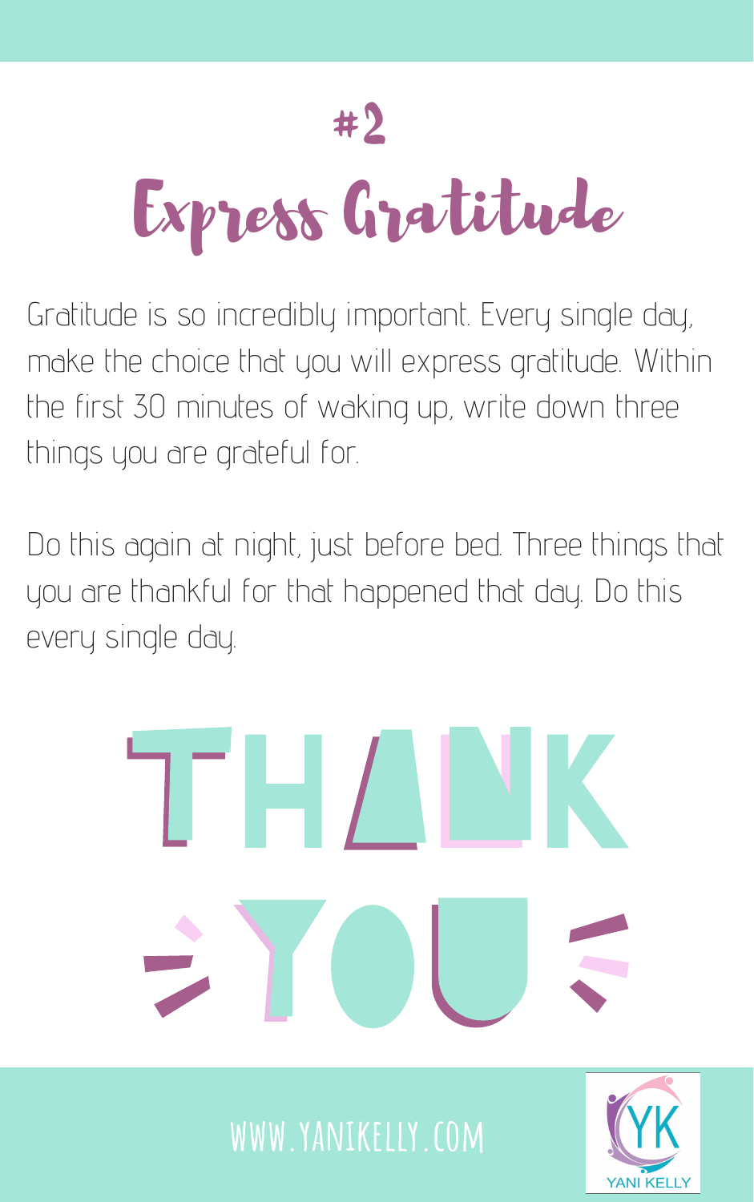# #2

# Express Gratitude

Gratitude is so incredibly important. Every single day, make the choice that you will express gratitude. Within the first 30 minutes of waking up, write down three things you are grateful for.

Do this again at night, just before bed. Three things that you are thankful for that happened that day. Do this every single day.

THANK

YOU

WWW.YANIKELLY.COM

YANI KELLY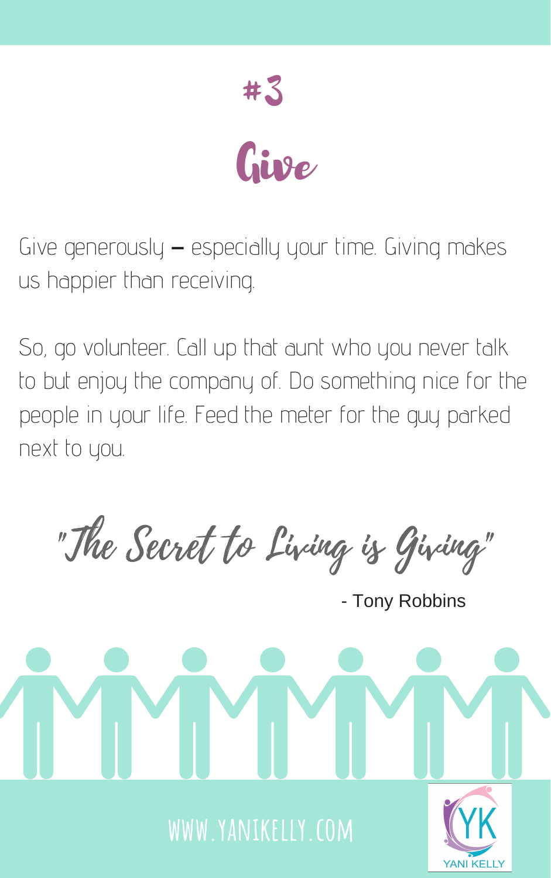# #3

## Give

Give generously – especially your time. Giving makes us happier than receiving.

So, go volunteer. Call up that aunt who you never talk to but enjoy the company of. Do something nice for the people in your life. Feed the meter for the guy parked next to you.

"The Secret to Living is Giving"

- Tony Robbins

WWW.YANIKELLY.COM

YK YANI KELLY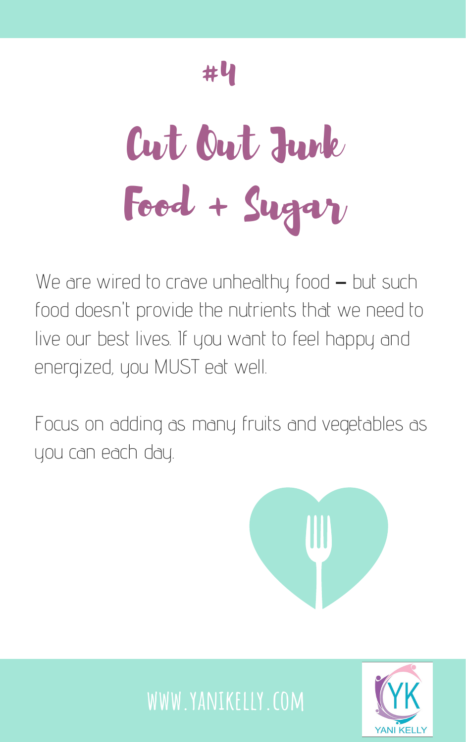#4

# Cut Out Junk Food + Sugar

We are wired to crave unhealthy food – but such food doesn't provide the nutrients that we need to live our best lives. If you want to feel happy and energized, you MUST eat well.

Focus on adding as many fruits and vegetables as you can each day.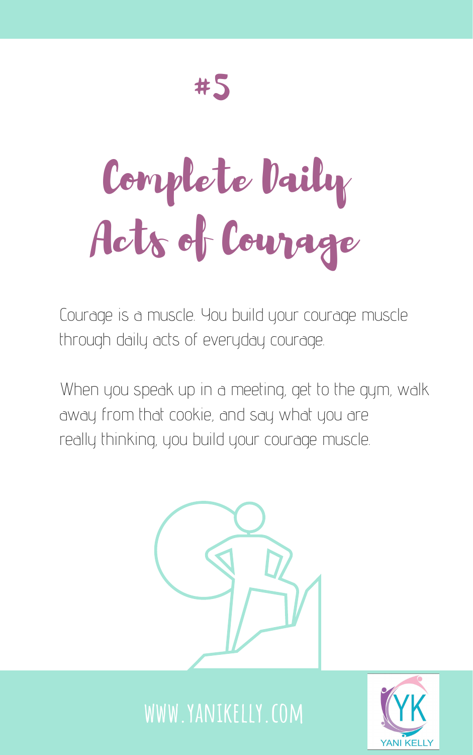#5

# Complete Daily Acts of Courage

Courage is a muscle. You build your courage muscle through daily acts of everyday courage.

When you speak up in a meeting, get to the gym, walk away from that cookie, and say what you are really thinking, you build your courage muscle.

WWW.YANIKELLY.COM